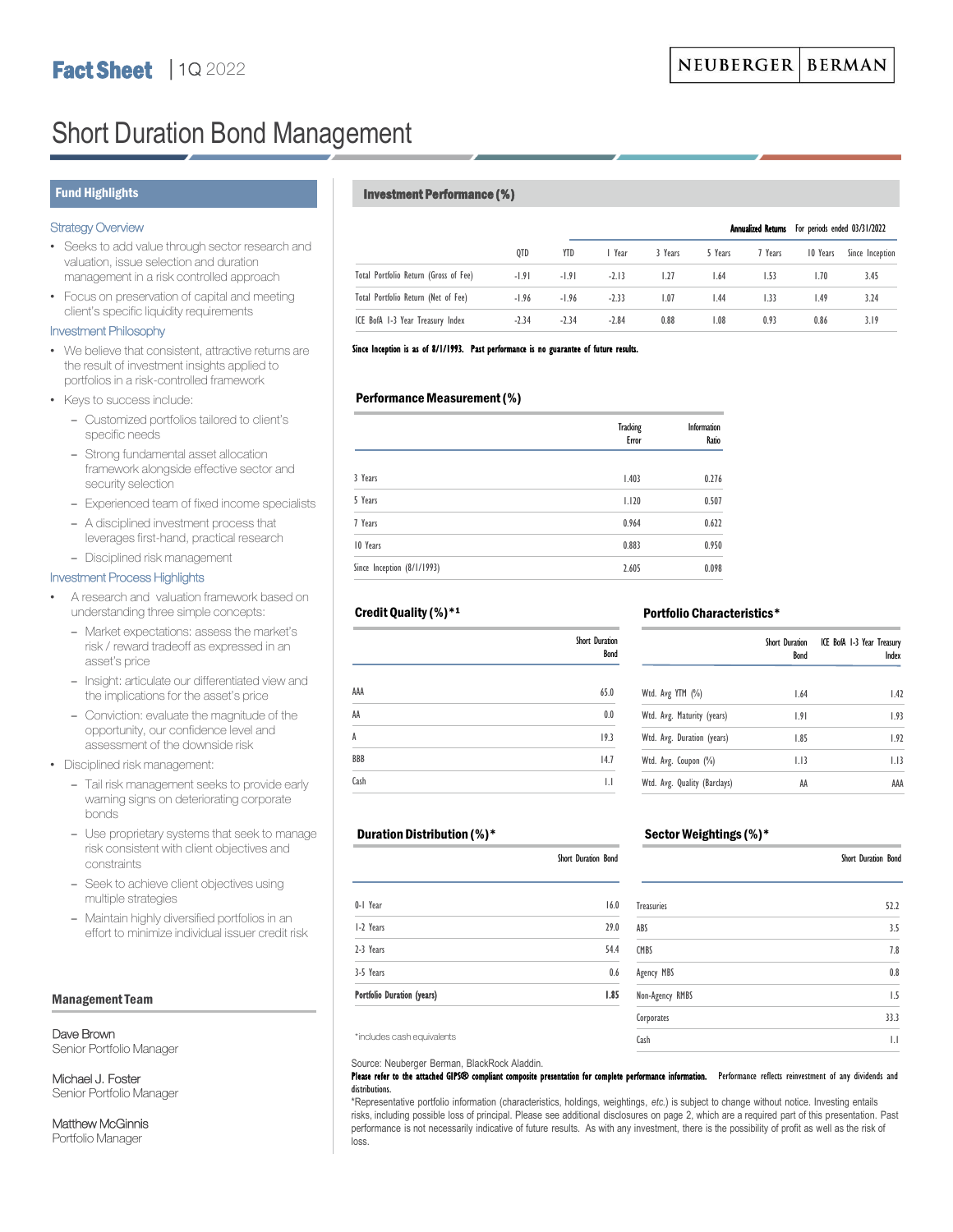**Fact Sheet** | 1Q 2022

NEUBERGER | BERMAN

# Short Duration Bond Management

## Fund Highlights

### Strategy Overview

- Seeks to add value through sector research and valuation, issue selection and duration management in a risk controlled approach
- Focus on preservation of capital and meeting client's specific liquidity requirements

### Investment Philosophy

- We believe that consistent, attractive returns are the result of investment insights applied to portfolios in a risk-controlled framework
- Keys to success include:
  - Customized portfolios tailored to client's specific needs
  - Strong fundamental asset allocation framework alongside effective sector and security selection
  - Experienced team of fixed income specialists
  - A disciplined investment process that leverages first-hand, practical research
  - Disciplined risk management

### Investment Process Highlights

- A research and valuation framework based on understanding three simple concepts:
  - Market expectations: assess the market's risk / reward tradeoff as expressed in an asset's price
  - Insight: articulate our differentiated view and the implications for the asset's price
  - Conviction: evaluate the magnitude of the opportunity, our confidence level and assessment of the downside risk
- Disciplined risk management:
  - Tail risk management seeks to provide early warning signs on deteriorating corporate bonds
  - Use proprietary systems that seek to manage risk consistent with client objectives and constraints
  - Seek to achieve client objectives using multiple strategies
  - Maintain highly diversified portfolios in an effort to minimize individual issuer credit risk

## Management Team

Dave Brown
Senior Portfolio Manager

Michael J. Foster
Senior Portfolio Manager

Matthew McGinnis
Portfolio Manager

## Investment Performance (%)

| | | | Annualized Returns | For periods ended 03/31/2022 | | | | |
|---|---|---|---|---|---|---|---|---|
| | QTD | YTD | 1 Year | 3 Years | 5 Years | 7 Years | 10 Years | Since Inception |
| Total Portfolio Return (Gross of Fee) | -1.91 | -1.91 | -2.13 | 1.27 | 1.64 | 1.53 | 1.70 | 3.45 |
| Total Portfolio Return (Net of Fee) | -1.96 | -1.96 | -2.33 | 1.07 | 1.44 | 1.33 | 1.49 | 3.24 |
| ICE BofA 1-3 Year Treasury Index | -2.34 | -2.34 | -2.84 | 0.88 | 1.08 | 0.93 | 0.86 | 3.19 |

**Since Inception is as of 8/1/1993. Past performance is no guarantee of future results.**

## Performance Measurement (%)

| | Tracking Error | Information Ratio |
|---|---|---|
| 3 Years | 1.403 | 0.276 |
| 5 Years | 1.120 | 0.507 |
| 7 Years | 0.964 | 0.622 |
| 10 Years | 0.883 | 0.950 |
| Since Inception (8/1/1993) | 2.605 | 0.098 |

## Credit Quality (%)*[1]

| | Short Duration Bond |
|---|---|
| AAA | 65.0 |
| AA | 0.0 |
| A | 19.3 |
| BBB | 14.7 |
| Cash | 1.1 |

## Portfolio Characteristics*

| | Short Duration Bond | ICE BofA 1-3 Year Treasury Index |
|---|---|---|
| Wtd. Avg YTM (%) | 1.64 | 1.42 |
| Wtd. Avg. Maturity (years) | 1.91 | 1.93 |
| Wtd. Avg. Duration (years) | 1.85 | 1.92 |
| Wtd. Avg. Coupon (%) | 1.13 | 1.13 |
| Wtd. Avg. Quality (Barclays) | AA | AAA |

## Duration Distribution (%)*

| | Short Duration Bond |
|---|---|
| 0-1 Year | 16.0 |
| 1-2 Years | 29.0 |
| 2-3 Years | 54.4 |
| 3-5 Years | 0.6 |
| **Portfolio Duration (years)** | **1.85** |

*includes cash equivalents

## Sector Weightings (%)*

| | Short Duration Bond |
|---|---|
| Treasuries | 52.2 |
| ABS | 3.5 |
| CMBS | 7.8 |
| Agency MBS | 0.8 |
| Non-Agency RMBS | 1.5 |
| Corporates | 33.3 |
| Cash | 1.1 |

Source: Neuberger Berman, BlackRock Aladdin.

**Please refer to the attached GIPS® compliant composite presentation for complete performance information.** Performance reflects reinvestment of any dividends and distributions.

*Representative portfolio information (characteristics, holdings, weightings, *etc.*) is subject to change without notice. Investing entails risks, including possible loss of principal. Please see additional disclosures on page 2, which are a required part of this presentation. Past performance is not necessarily indicative of future results. As with any investment, there is the possibility of profit as well as the risk of loss.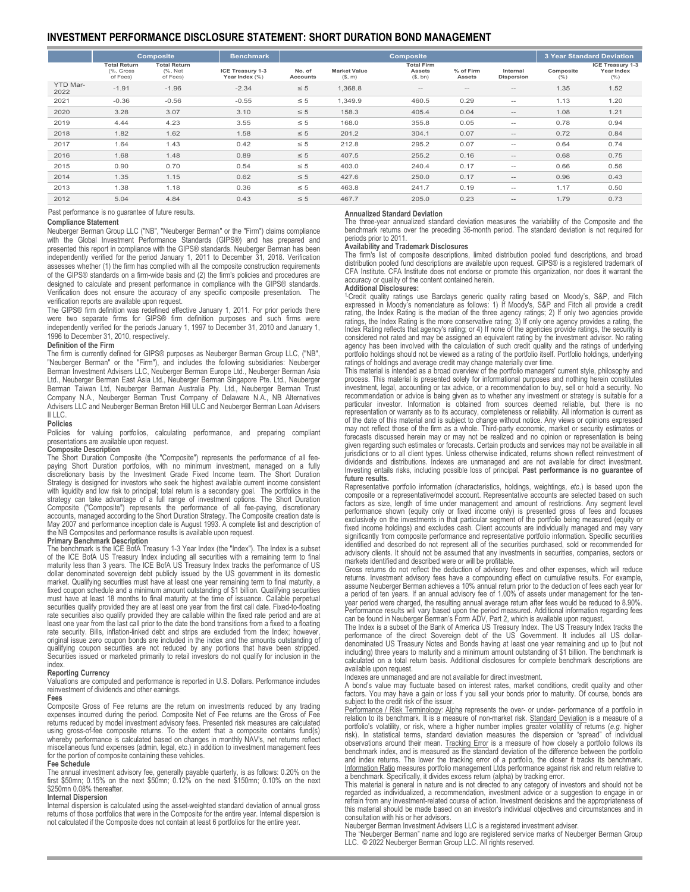# INVESTMENT PERFORMANCE DISCLOSURE STATEMENT: SHORT DURATION BOND MANAGEMENT

| | Composite | | Benchmark | Composite | | | | | 3 Year Standard Deviation | |
|---|---|---|---|---|---|---|---|---|---|---|
| | Total Return (%, Gross of Fees) | Total Return (%, Net of Fees) | ICE Treasury 1-3 Year Index (%) | No. of Accounts | Market Value ($, m) | Total Firm Assets ($, bn) | % of Firm Assets | Internal Dispersion | Composite (%) | ICE Treasury 1-3 Year Index (%) |
| YTD Mar-2022 | -1.91 | -1.96 | -2.34 | ≤ 5 | 1,368.8 | -- | -- | -- | 1.35 | 1.52 |
| 2021 | -0.36 | -0.56 | -0.55 | ≤ 5 | 1,349.9 | 460.5 | 0.29 | -- | 1.13 | 1.20 |
| 2020 | 3.28 | 3.07 | 3.10 | ≤ 5 | 158.3 | 405.4 | 0.04 | -- | 1.08 | 1.21 |
| 2019 | 4.44 | 4.23 | 3.55 | ≤ 5 | 168.0 | 355.8 | 0.05 | -- | 0.78 | 0.94 |
| 2018 | 1.82 | 1.62 | 1.58 | ≤ 5 | 201.2 | 304.1 | 0.07 | -- | 0.72 | 0.84 |
| 2017 | 1.64 | 1.43 | 0.42 | ≤ 5 | 212.8 | 295.2 | 0.07 | -- | 0.64 | 0.74 |
| 2016 | 1.68 | 1.48 | 0.89 | ≤ 5 | 407.5 | 255.2 | 0.16 | -- | 0.68 | 0.75 |
| 2015 | 0.90 | 0.70 | 0.54 | ≤ 5 | 403.0 | 240.4 | 0.17 | -- | 0.66 | 0.56 |
| 2014 | 1.35 | 1.15 | 0.62 | ≤ 5 | 427.6 | 250.0 | 0.17 | -- | 0.96 | 0.43 |
| 2013 | 1.38 | 1.18 | 0.36 | ≤ 5 | 463.8 | 241.7 | 0.19 | -- | 1.17 | 0.50 |
| 2012 | 5.04 | 4.84 | 0.43 | ≤ 5 | 467.7 | 205.0 | 0.23 | -- | 1.79 | 0.73 |

Past performance is no guarantee of future results.

**Compliance Statement**

Neuberger Berman Group LLC ("NB", "Neuberger Berman" or the "Firm") claims compliance with the Global Investment Performance Standards (GIPS®) and has prepared and presented this report in compliance with the GIPS® standards. Neuberger Berman has been independently verified for the period January 1, 2011 to December 31, 2018. Verification assesses whether (1) the firm has complied with all the composite construction requirements of the GIPS® standards on a firm-wide basis and (2) the firm's policies and procedures are designed to calculate and present performance in compliance with the GIPS® standards. Verification does not ensure the accuracy of any specific composite presentation. The verification reports are available upon request.

The GIPS® firm definition was redefined effective January 1, 2011. For prior periods there were two separate firms for GIPS® firm definition purposes and such firms were independently verified for the periods January 1, 1997 to December 31, 2010 and January 1, 1996 to December 31, 2010, respectively.

**Definition of the Firm**

The firm is currently defined for GIPS® purposes as Neuberger Berman Group LLC, ("NB", "Neuberger Berman" or the "Firm"), and includes the following subsidiaries: Neuberger Berman Investment Advisers LLC, Neuberger Berman Europe Ltd., Neuberger Berman Asia Ltd., Neuberger Berman East Asia Ltd., Neuberger Berman Singapore Pte. Ltd., Neuberger Berman Taiwan Ltd, Neuberger Berman Australia Pty. Ltd., Neuberger Berman Trust Company N.A., Neuberger Berman Trust Company of Delaware N.A., NB Alternatives Advisers LLC and Neuberger Berman Breton Hill ULC and Neuberger Berman Loan Advisers II LLC.

**Policies**

Policies for valuing portfolios, calculating performance, and preparing compliant presentations are available upon request.

**Composite Description**

The Short Duration Composite (the "Composite") represents the performance of all fee-paying Short Duration portfolios, with no minimum investment, managed on a fully discretionary basis by the Investment Grade Fixed Income team. The Short Duration Strategy is designed for investors who seek the highest available current income consistent with liquidity and low risk to principal; total return is a secondary goal. The portfolios in the strategy can take advantage of a full range of investment options. The Short Duration Composite ("Composite") represents the performance of all fee-paying, discretionary accounts, managed according to the Short Duration Strategy. The Composite creation date is May 2007 and performance inception date is August 1993. A complete list and description of the NB Composites and performance results is available upon request.

**Primary Benchmark Description**

The benchmark is the ICE BofA Treasury 1-3 Year Index (the "Index"). The Index is a subset of the ICE BofA US Treasury Index including all securities with a remaining term to final maturity less than 3 years. The ICE BofA US Treasury Index tracks the performance of US dollar denominated sovereign debt publicly issued by the US government in its domestic market. Qualifying securities must have at least one year remaining term to final maturity, a fixed coupon schedule and a minimum amount outstanding of $1 billion. Qualifying securities must have at least 18 months to final maturity at the time of issuance. Callable perpetual securities qualify provided they are at least one year from the first call date. Fixed-to-floating rate securities also qualify provided they are callable within the fixed rate period and are at least one year from the last call prior to the date the bond transitions from a fixed to a floating rate security. Bills, inflation-linked debt and strips are excluded from the Index; however, original issue zero coupon bonds are included in the index and the amounts outstanding of qualifying coupon securities are not reduced by any portions that have been stripped. Securities issued or marketed primarily to retail investors do not qualify for inclusion in the index.

**Reporting Currency**

Valuations are computed and performance is reported in U.S. Dollars. Performance includes reinvestment of dividends and other earnings.

**Fees**

Composite Gross of Fee returns are the return on investments reduced by any trading expenses incurred during the period. Composite Net of Fee returns are the Gross of Fee returns reduced by model investment advisory fees. Presented risk measures are calculated using gross-of-fee composite returns. To the extent that a composite contains fund(s) whereby performance is calculated based on changes in monthly NAV's, net returns reflect miscellaneous fund expenses (admin, legal, etc.) in addition to investment management fees for the portion of composite containing these vehicles.

**Fee Schedule**

The annual investment advisory fee, generally payable quarterly, is as follows: 0.20% on the first $50mn; 0.15% on the next $50mn; 0.12% on the next $150mn; 0.10% on the next $250mn 0.08% thereafter.

**Internal Dispersion**

Internal dispersion is calculated using the asset-weighted standard deviation of annual gross returns of those portfolios that were in the Composite for the entire year. Internal dispersion is not calculated if the Composite does not contain at least 6 portfolios for the entire year.

**Annualized Standard Deviation**

The three-year annualized standard deviation measures the variability of the Composite and the benchmark returns over the preceding 36-month period. The standard deviation is not required for periods prior to 2011.

**Availability and Trademark Disclosures**

The firm's list of composite descriptions, limited distribution pooled fund descriptions, and broad distribution pooled fund descriptions are available upon request. GIPS® is a registered trademark of CFA Institute. CFA Institute does not endorse or promote this organization, nor does it warrant the accuracy or quality of the content contained herein.

**Additional Disclosures:**

[1] Credit quality ratings use Barclays generic quality rating based on Moody's, S&P, and Fitch expressed in Moody's nomenclature as follows: 1) If Moody's, S&P and Fitch all provide a credit rating, the Index Rating is the median of the three agency ratings; 2) If only two agencies provide ratings, the Index Rating is the more conservative rating; 3) If only one agency provides a rating, the Index Rating reflects that agency's rating; or 4) If none of the agencies provide ratings, the security is considered not rated and may be assigned an equivalent rating by the investment advisor. No rating agency has been involved with the calculation of such credit quality and the ratings of underlying portfolio holdings should not be viewed as a rating of the portfolio itself. Portfolio holdings, underlying ratings of holdings and average credit may change materially over time.

This material is intended as a broad overview of the portfolio managers' current style, philosophy and process. This material is presented solely for informational purposes and nothing herein constitutes investment, legal, accounting or tax advice, or a recommendation to buy, sell or hold a security. No recommendation or advice is being given as to whether any investment or strategy is suitable for a particular investor. Information is obtained from sources deemed reliable, but there is no representation or warranty as to its accuracy, completeness or reliability. All information is current as of the date of this material and is subject to change without notice. Any views or opinions expressed may not reflect those of the firm as a whole. Third-party economic, market or security estimates or forecasts discussed herein may or may not be realized and no opinion or representation is being given regarding such estimates or forecasts. Certain products and services may not be available in all jurisdictions or to all client types. Unless otherwise indicated, returns shown reflect reinvestment of dividends and distributions. Indexes are unmanaged and are not available for direct investment. Investing entails risks, including possible loss of principal. **Past performance is no guarantee of future results.**

Representative portfolio information (characteristics, holdings, weightings, *etc.*) is based upon the composite or a representative/model account. Representative accounts are selected based on such factors as size, length of time under management and amount of restrictions. Any segment level performance shown (equity only or fixed income only) is presented gross of fees and focuses exclusively on the investments in that particular segment of the portfolio being measured (equity or fixed income holdings) and excludes cash. Client accounts are individually managed and may vary significantly from composite performance and representative portfolio information. Specific securities identified and described do not represent all of the securities purchased, sold or recommended for advisory clients. It should not be assumed that any investments in securities, companies, sectors or markets identified and described were or will be profitable.

Gross returns do not reflect the deduction of advisory fees and other expenses, which will reduce returns. Investment advisory fees have a compounding effect on cumulative results. For example, assume Neuberger Berman achieves a 10% annual return prior to the deduction of fees each year for a period of ten years. If an annual advisory fee of 1.00% of assets under management for the ten-year period were charged, the resulting annual average return after fees would be reduced to 8.90%. Performance results will vary based upon the period measured. Additional information regarding fees can be found in Neuberger Berman's Form ADV, Part 2, which is available upon request.

The Index is a subset of the Bank of America US Treasury Index. The US Treasury Index tracks the performance of the direct Sovereign debt of the US Government. It includes all US dollar-denominated US Treasury Notes and Bonds having at least one year remaining and up to (but not including) three years to maturity and a minimum amount outstanding of $1 billion. The benchmark is calculated on a total return basis. Additional disclosures for complete benchmark descriptions are available upon request.

Indexes are unmanaged and are not available for direct investment.

A bond's value may fluctuate based on interest rates, market conditions, credit quality and other factors. You may have a gain or loss if you sell your bonds prior to maturity. Of course, bonds are subject to the credit risk of the issuer.

Performance / Risk Terminology: Alpha represents the over- or under- performance of a portfolio in relation to its benchmark. It is a measure of non-market risk. Standard Deviation is a measure of a portfolio's volatility, or risk, where a higher number implies greater volatility of returns (*e.g.* higher risk). In statistical terms, standard deviation measures the dispersion or "spread" of individual observations around their mean. Tracking Error is a measure of how closely a portfolio follows its benchmark index, and is measured as the standard deviation of the difference between the portfolio and index returns. The lower the tracking error of a portfolio, the closer it tracks its benchmark. Information Ratio measures portfolio management Ltds performance against risk and return relative to a benchmark. Specifically, it divides excess return (alpha) by tracking error.

This material is general in nature and is not directed to any category of investors and should not be regarded as individualized, a recommendation, investment advice or a suggestion to engage in or refrain from any investment-related course of action. Investment decisions and the appropriateness of this material should be made based on an investor's individual objectives and circumstances and in consultation with his or her advisors.

Neuberger Berman Investment Advisers LLC is a registered investment adviser.

The "Neuberger Berman" name and logo are registered service marks of Neuberger Berman Group LLC. © 2022 Neuberger Berman Group LLC. All rights reserved.